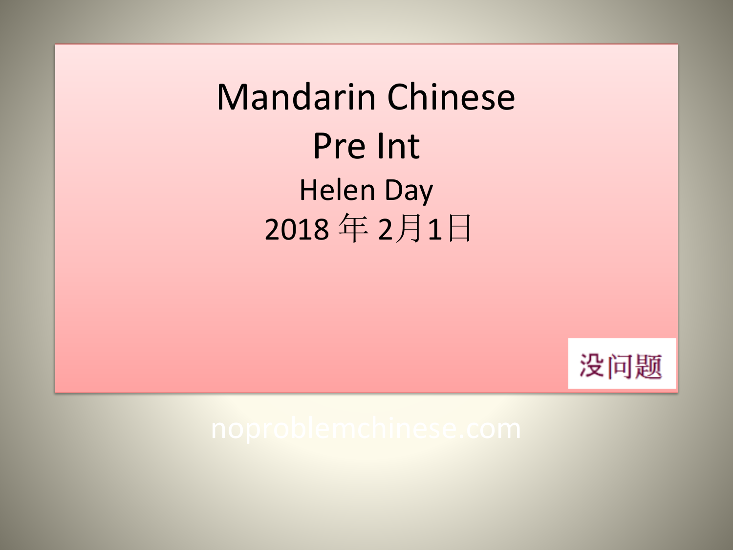# Mandarin Chinese

## Pre Int

Helen Day

2018 年 2月1日

没问题

noproblemchinese.com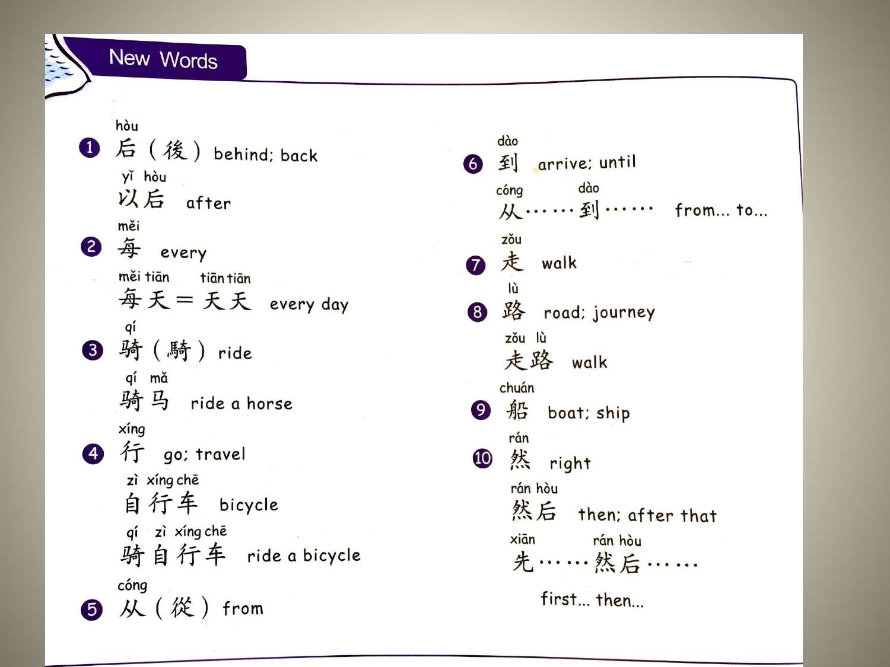## New Words

1. hòu
   后（後） behind; back
   yǐ hòu
   以后 after

2. měi
   每 every
   měi tiān　tiān tiān
   每天＝天天 every day

3. qí
   骑（騎） ride
   qí mǎ
   骑马 ride a horse

4. xíng
   行 go; travel
   zì xíng chē
   自行车 bicycle
   qí zì xíng chē
   骑自行车 ride a bicycle

5. cóng
   从（從） from

6. dào
   到 arrive; until
   cóng　dào
   从……到…… from... to...

7. zǒu
   走 walk

8. lù
   路 road; journey
   zǒu lù
   走路 walk

9. chuán
   船 boat; ship

10. rán
    然 right
    rán hòu
    然后 then; after that
    xiān　rán hòu
    先……然后……
    first... then...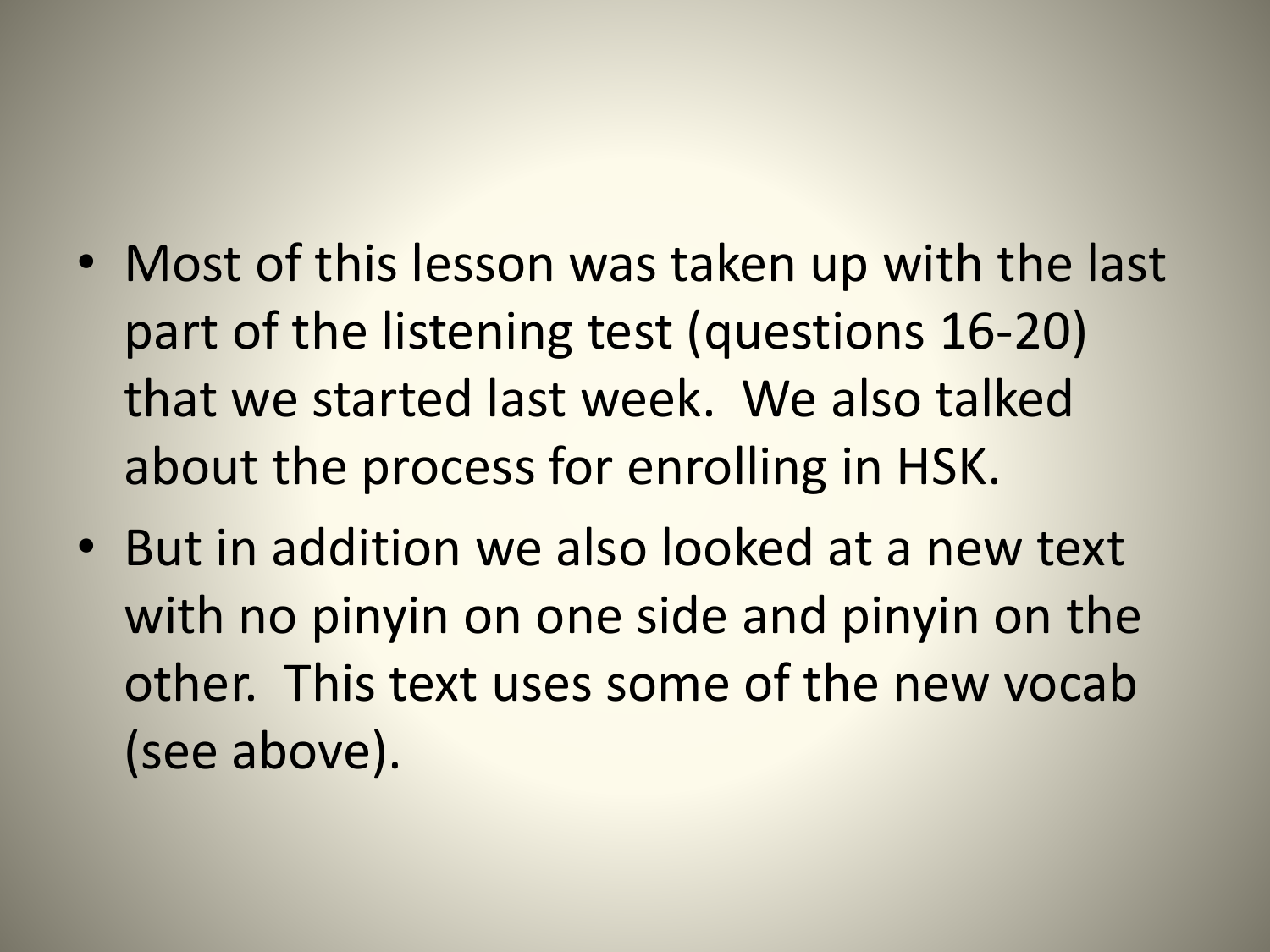- Most of this lesson was taken up with the last part of the listening test (questions 16-20) that we started last week. We also talked about the process for enrolling in HSK.
- But in addition we also looked at a new text with no pinyin on one side and pinyin on the other. This text uses some of the new vocab (see above).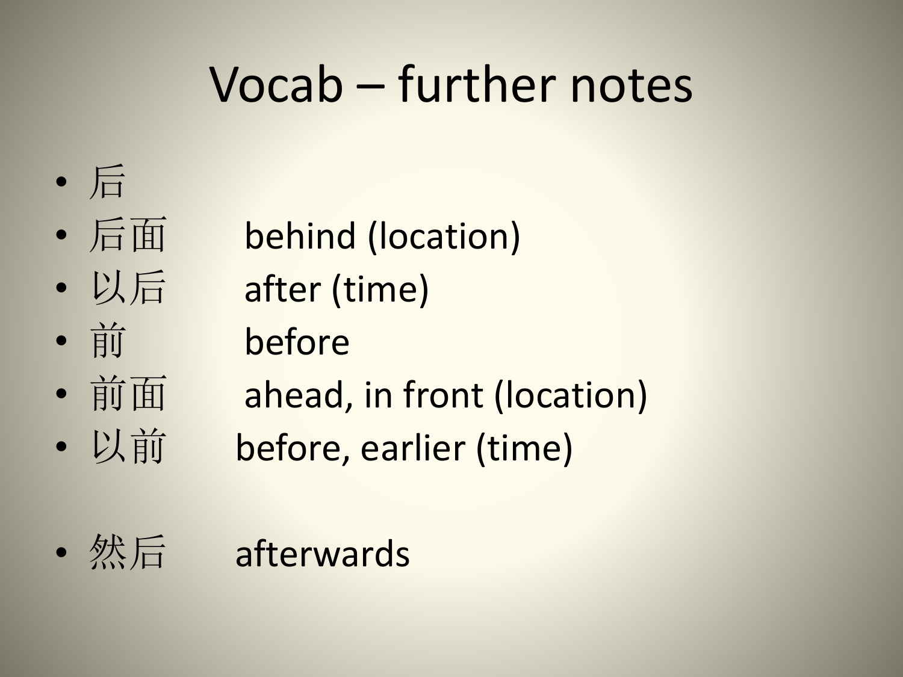# Vocab – further notes

- 后
- 后面 behind (location)
- 以后 after (time)
- 前 before
- 前面 ahead, in front (location)
- 以前 before, earlier (time)

- 然后 afterwards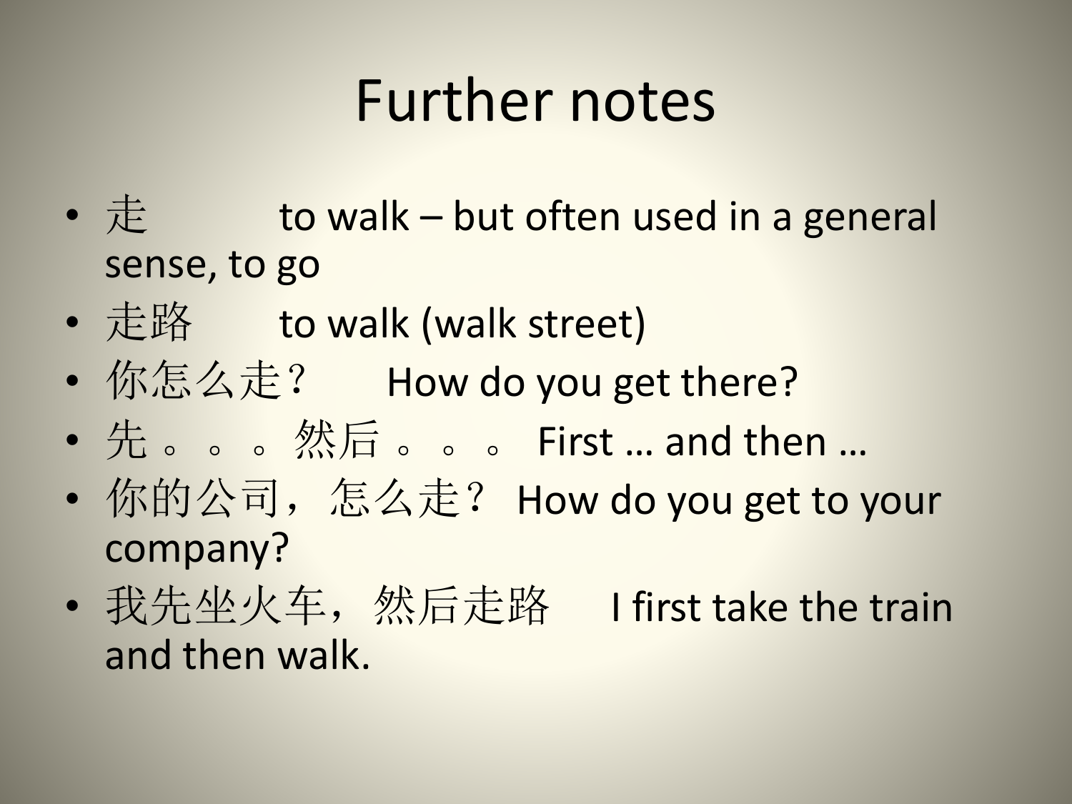# Further notes

- 走　　　to walk – but often used in a general sense, to go
- 走路　　to walk (walk street)
- 你怎么走？　How do you get there?
- 先。。。然后。。。 First … and then …
- 你的公司，怎么走？ How do you get to your company?
- 我先坐火车，然后走路　I first take the train and then walk.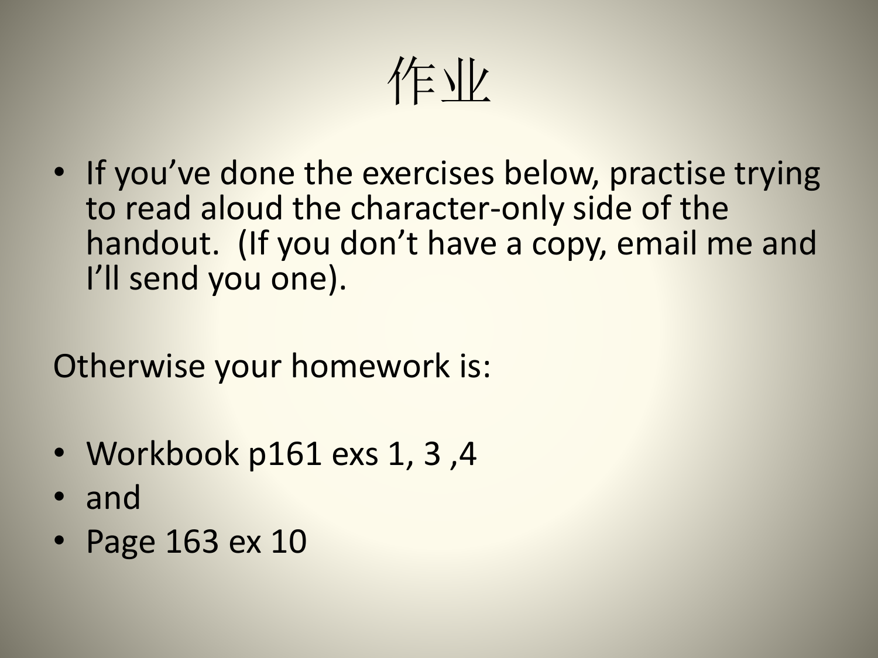# 作业

- If you’ve done the exercises below, practise trying to read aloud the character-only side of the handout. (If you don’t have a copy, email me and I’ll send you one).

Otherwise your homework is:

- Workbook p161 exs 1, 3 ,4
- and
- Page 163 ex 10